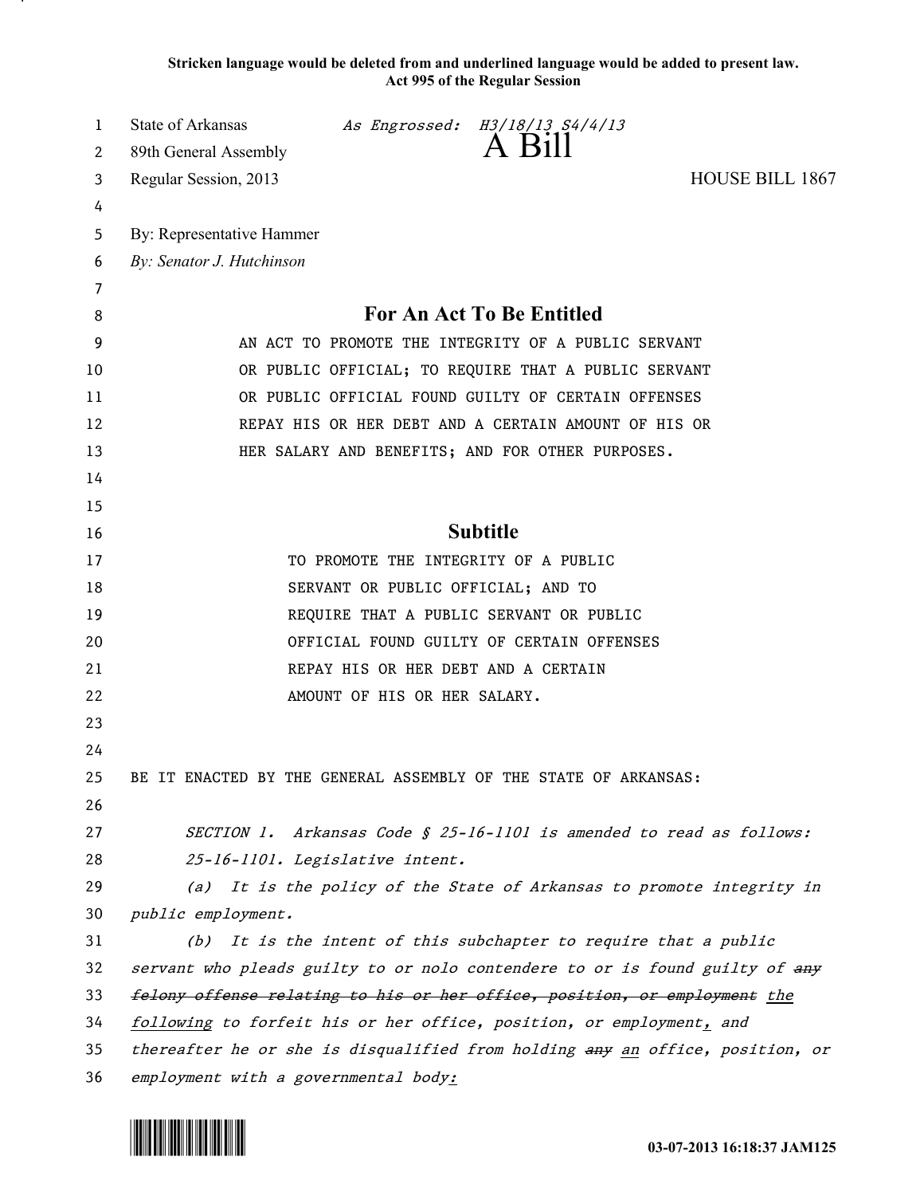**Stricken language would be deleted from and underlined language would be added to present law.**
**Act 995 of the Regular Session**

State of Arkansas *As Engrossed: H3/18/13 S4/4/13*
89th General Assembly
# A Bill
Regular Session, 2013 HOUSE BILL 1867

By: Representative Hammer
*By: Senator J. Hutchinson*

## For An Act To Be Entitled

AN ACT TO PROMOTE THE INTEGRITY OF A PUBLIC SERVANT OR PUBLIC OFFICIAL; TO REQUIRE THAT A PUBLIC SERVANT OR PUBLIC OFFICIAL FOUND GUILTY OF CERTAIN OFFENSES REPAY HIS OR HER DEBT AND A CERTAIN AMOUNT OF HIS OR HER SALARY AND BENEFITS; AND FOR OTHER PURPOSES.

## Subtitle

TO PROMOTE THE INTEGRITY OF A PUBLIC SERVANT OR PUBLIC OFFICIAL; AND TO REQUIRE THAT A PUBLIC SERVANT OR PUBLIC OFFICIAL FOUND GUILTY OF CERTAIN OFFENSES REPAY HIS OR HER DEBT AND A CERTAIN AMOUNT OF HIS OR HER SALARY.

BE IT ENACTED BY THE GENERAL ASSEMBLY OF THE STATE OF ARKANSAS:

*SECTION 1. Arkansas Code § 25-16-1101 is amended to read as follows:*
*25-16-1101. Legislative intent.*

*(a) It is the policy of the State of Arkansas to promote integrity in public employment.*

*(b) It is the intent of this subchapter to require that a public servant who pleads guilty to or nolo contendere to or is found guilty of ~~any felony offense relating to his or her office, position, or employment~~ <u>the following</u> to forfeit his or her office, position, or employment<u>,</u> and thereafter he or she is disqualified from holding ~~any~~ <u>an</u> office, position, or employment with a governmental body<u>:</u>*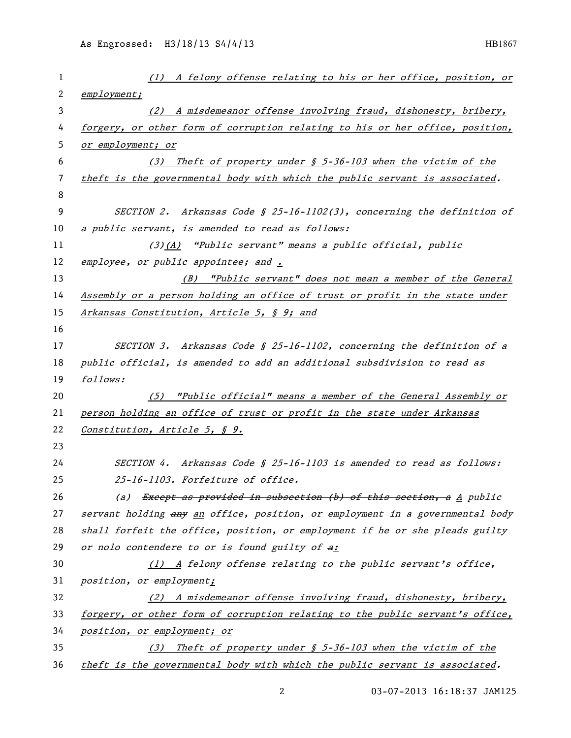(1) A felony offense relating to his or her office, position, or employment;

(2) A misdemeanor offense involving fraud, dishonesty, bribery, forgery, or other form of corruption relating to his or her office, position, or employment; or

(3) Theft of property under § 5-36-103 when the victim of the theft is the governmental body with which the public servant is associated.

SECTION 2. Arkansas Code § 25-16-1102(3), concerning the definition of a public servant, is amended to read as follows:

(3)(A) "Public servant" means a public official, public employee, or public appointee~~; and~~ .

(B) "Public servant" does not mean a member of the General Assembly or a person holding an office of trust or profit in the state under Arkansas Constitution, Article 5, § 9; and

SECTION 3. Arkansas Code § 25-16-1102, concerning the definition of a public official, is amended to add an additional subsdivision to read as follows:

(5) "Public official" means a member of the General Assembly or person holding an office of trust or profit in the state under Arkansas Constitution, Article 5, § 9.

SECTION 4. Arkansas Code § 25-16-1103 is amended to read as follows:

25-16-1103. Forfeiture of office.

(a) ~~Except as provided in subsection (b) of this section, a~~ A public servant holding ~~any~~ an office, position, or employment in a governmental body shall forfeit the office, position, or employment if he or she pleads guilty or nolo contendere to or is found guilty of ~~a~~:

(1) A felony offense relating to the public servant's office, position, or employment;

(2) A misdemeanor offense involving fraud, dishonesty, bribery, forgery, or other form of corruption relating to the public servant's office, position, or employment; or

(3) Theft of property under § 5-36-103 when the victim of the theft is the governmental body with which the public servant is associated.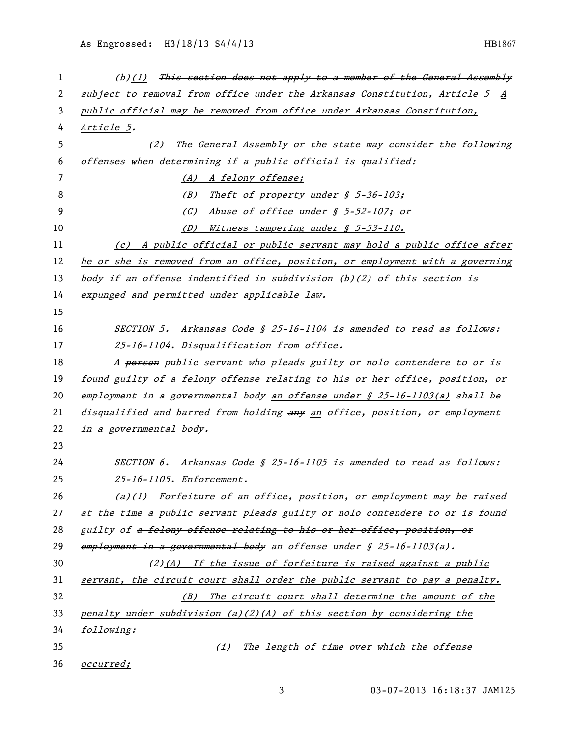(b)(1) ~~This section does not apply to a member of the General Assembly subject to removal from office under the Arkansas Constitution, Article 5~~ A public official may be removed from office under Arkansas Constitution, Article 5.

(2) The General Assembly or the state may consider the following offenses when determining if a public official is qualified:

(A) A felony offense;

(B) Theft of property under § 5-36-103;

(C) Abuse of office under § 5-52-107; or

(D) Witness tampering under § 5-53-110.

(c) A public official or public servant may hold a public office after he or she is removed from an office, position, or employment with a governing body if an offense indentified in subdivision (b)(2) of this section is expunged and permitted under applicable law.

SECTION 5. Arkansas Code § 25-16-1104 is amended to read as follows:

25-16-1104. Disqualification from office.

A ~~person~~ public servant who pleads guilty or nolo contendere to or is found guilty of ~~a felony offense relating to his or her office, position, or employment in a governmental body~~ an offense under § 25-16-1103(a) shall be disqualified and barred from holding ~~any~~ an office, position, or employment in a governmental body.

SECTION 6. Arkansas Code § 25-16-1105 is amended to read as follows:

25-16-1105. Enforcement.

(a)(1) Forfeiture of an office, position, or employment may be raised at the time a public servant pleads guilty or nolo contendere to or is found guilty of ~~a felony offense relating to his or her office, position, or employment in a governmental body~~ an offense under § 25-16-1103(a).

(2)(A) If the issue of forfeiture is raised against a public servant, the circuit court shall order the public servant to pay a penalty.

(B) The circuit court shall determine the amount of the penalty under subdivision (a)(2)(A) of this section by considering the following:

(i) The length of time over which the offense occurred;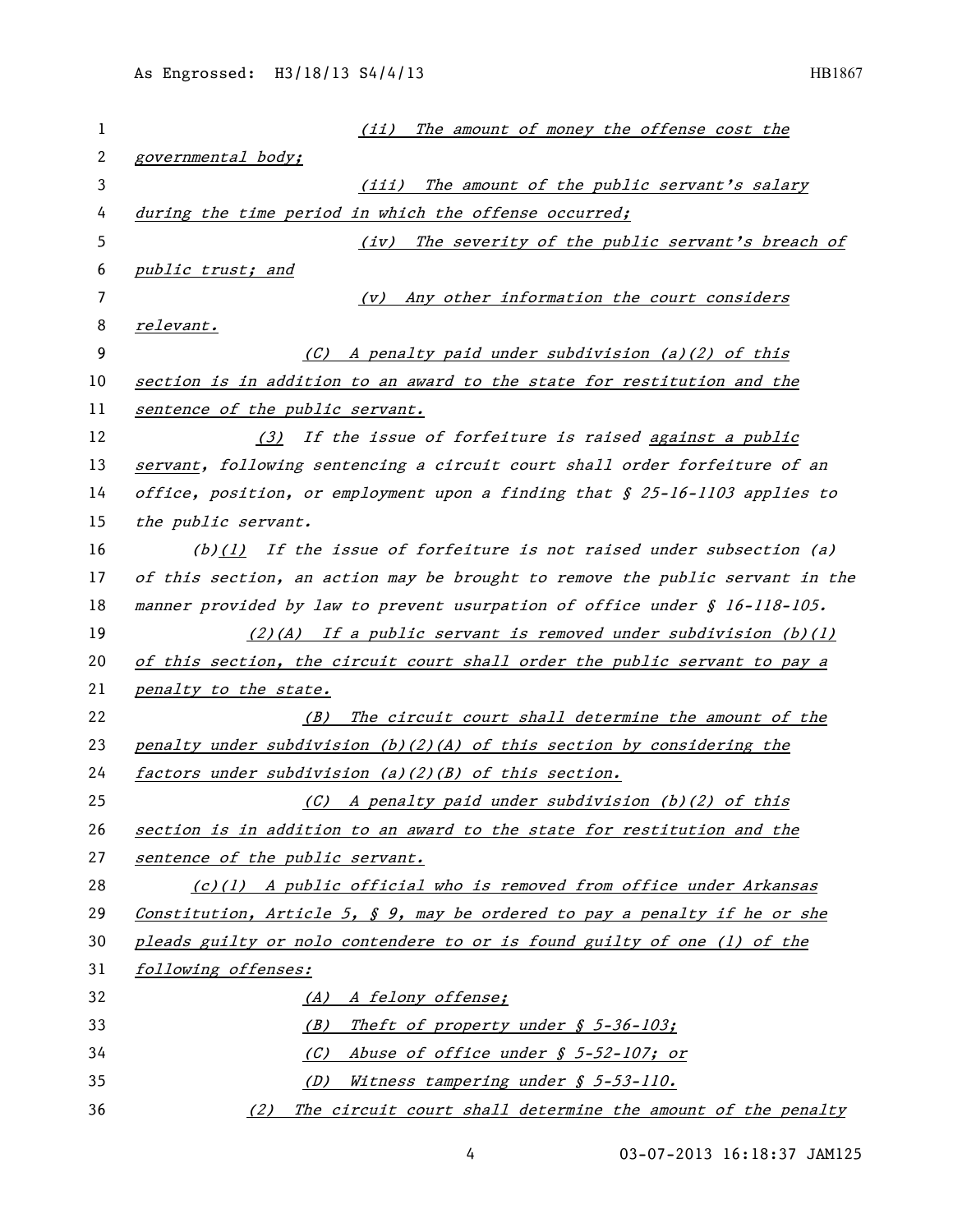(ii) The amount of money the offense cost the governmental body;

(iii) The amount of the public servant's salary during the time period in which the offense occurred;

(iv) The severity of the public servant's breach of public trust; and

(v) Any other information the court considers relevant.

(C) A penalty paid under subdivision (a)(2) of this section is in addition to an award to the state for restitution and the sentence of the public servant.

(3) If the issue of forfeiture is raised against a public servant, following sentencing a circuit court shall order forfeiture of an office, position, or employment upon a finding that § 25-16-1103 applies to the public servant.

(b)(1) If the issue of forfeiture is not raised under subsection (a) of this section, an action may be brought to remove the public servant in the manner provided by law to prevent usurpation of office under § 16-118-105.

(2)(A) If a public servant is removed under subdivision (b)(1) of this section, the circuit court shall order the public servant to pay a penalty to the state.

(B) The circuit court shall determine the amount of the penalty under subdivision (b)(2)(A) of this section by considering the factors under subdivision (a)(2)(B) of this section.

(C) A penalty paid under subdivision (b)(2) of this section is in addition to an award to the state for restitution and the sentence of the public servant.

(c)(1) A public official who is removed from office under Arkansas Constitution, Article 5, § 9, may be ordered to pay a penalty if he or she pleads guilty or nolo contendere to or is found guilty of one (1) of the following offenses:

(A) A felony offense;

(B) Theft of property under § 5-36-103;

(C) Abuse of office under § 5-52-107; or

(D) Witness tampering under § 5-53-110.

(2) The circuit court shall determine the amount of the penalty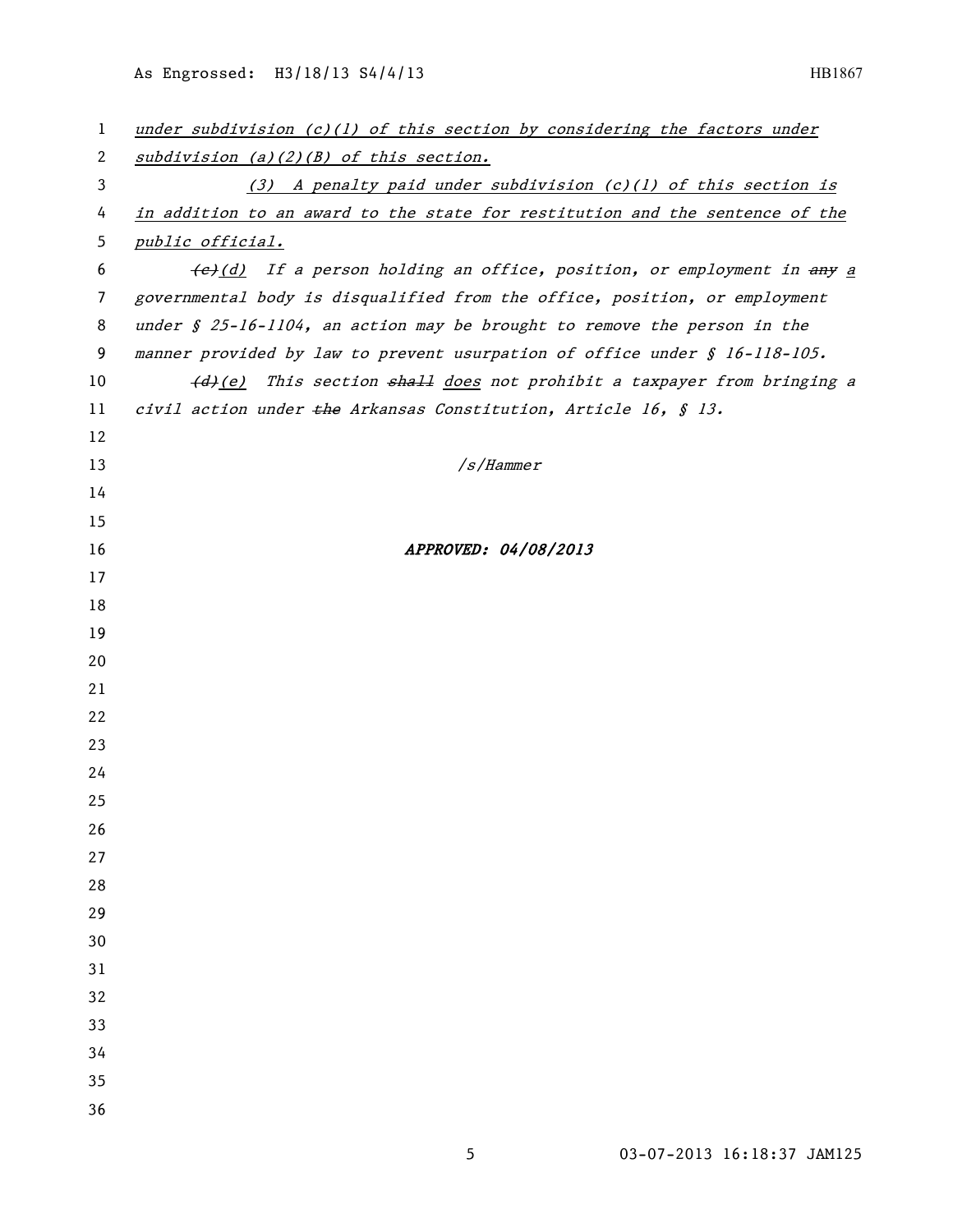under subdivision (c)(1) of this section by considering the factors under subdivision (a)(2)(B) of this section.

(3) A penalty paid under subdivision (c)(1) of this section is in addition to an award to the state for restitution and the sentence of the public official.

~~(c)~~(d) If a person holding an office, position, or employment in ~~any~~ a governmental body is disqualified from the office, position, or employment under § 25-16-1104, an action may be brought to remove the person in the manner provided by law to prevent usurpation of office under § 16-118-105.

~~(d)~~(e) This section ~~shall~~ does not prohibit a taxpayer from bringing a civil action under ~~the~~ Arkansas Constitution, Article 16, § 13.

/s/Hammer

**APPROVED: 04/08/2013**